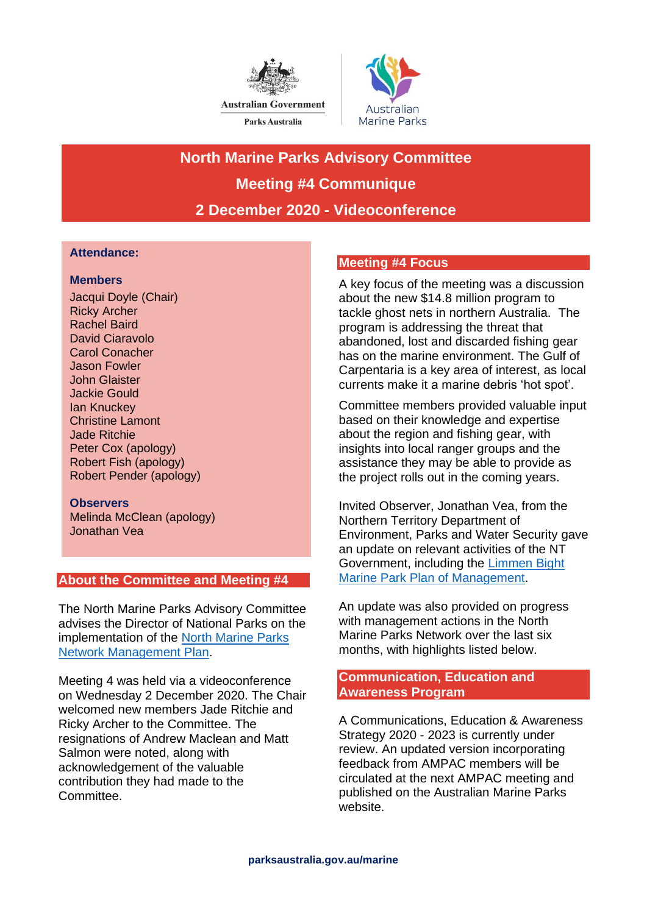Australian Government

Parks Australia

Australian Marine Parks

# North Marine Parks Advisory Committee

# Meeting #4 Communique

# 2 December 2020 - Videoconference

**Attendance:**

**Members**

Jacqui Doyle (Chair)
Ricky Archer
Rachel Baird
David Ciaravolo
Carol Conacher
Jason Fowler
John Glaister
Jackie Gould
Ian Knuckey
Christine Lamont
Jade Ritchie
Peter Cox (apology)
Robert Fish (apology)
Robert Pender (apology)

**Observers**

Melinda McClean (apology)
Jonathan Vea

## About the Committee and Meeting #4

The North Marine Parks Advisory Committee advises the Director of National Parks on the implementation of the North Marine Parks Network Management Plan.

Meeting 4 was held via a videoconference on Wednesday 2 December 2020. The Chair welcomed new members Jade Ritchie and Ricky Archer to the Committee. The resignations of Andrew Maclean and Matt Salmon were noted, along with acknowledgement of the valuable contribution they had made to the Committee.

## Meeting #4 Focus

A key focus of the meeting was a discussion about the new $14.8 million program to tackle ghost nets in northern Australia. The program is addressing the threat that abandoned, lost and discarded fishing gear has on the marine environment. The Gulf of Carpentaria is a key area of interest, as local currents make it a marine debris 'hot spot'.

Committee members provided valuable input based on their knowledge and expertise about the region and fishing gear, with insights into local ranger groups and the assistance they may be able to provide as the project rolls out in the coming years.

Invited Observer, Jonathan Vea, from the Northern Territory Department of Environment, Parks and Water Security gave an update on relevant activities of the NT Government, including the Limmen Bight Marine Park Plan of Management.

An update was also provided on progress with management actions in the North Marine Parks Network over the last six months, with highlights listed below.

## Communication, Education and Awareness Program

A Communications, Education & Awareness Strategy 2020 - 2023 is currently under review. An updated version incorporating feedback from AMPAC members will be circulated at the next AMPAC meeting and published on the Australian Marine Parks website.

parksaustralia.gov.au/marine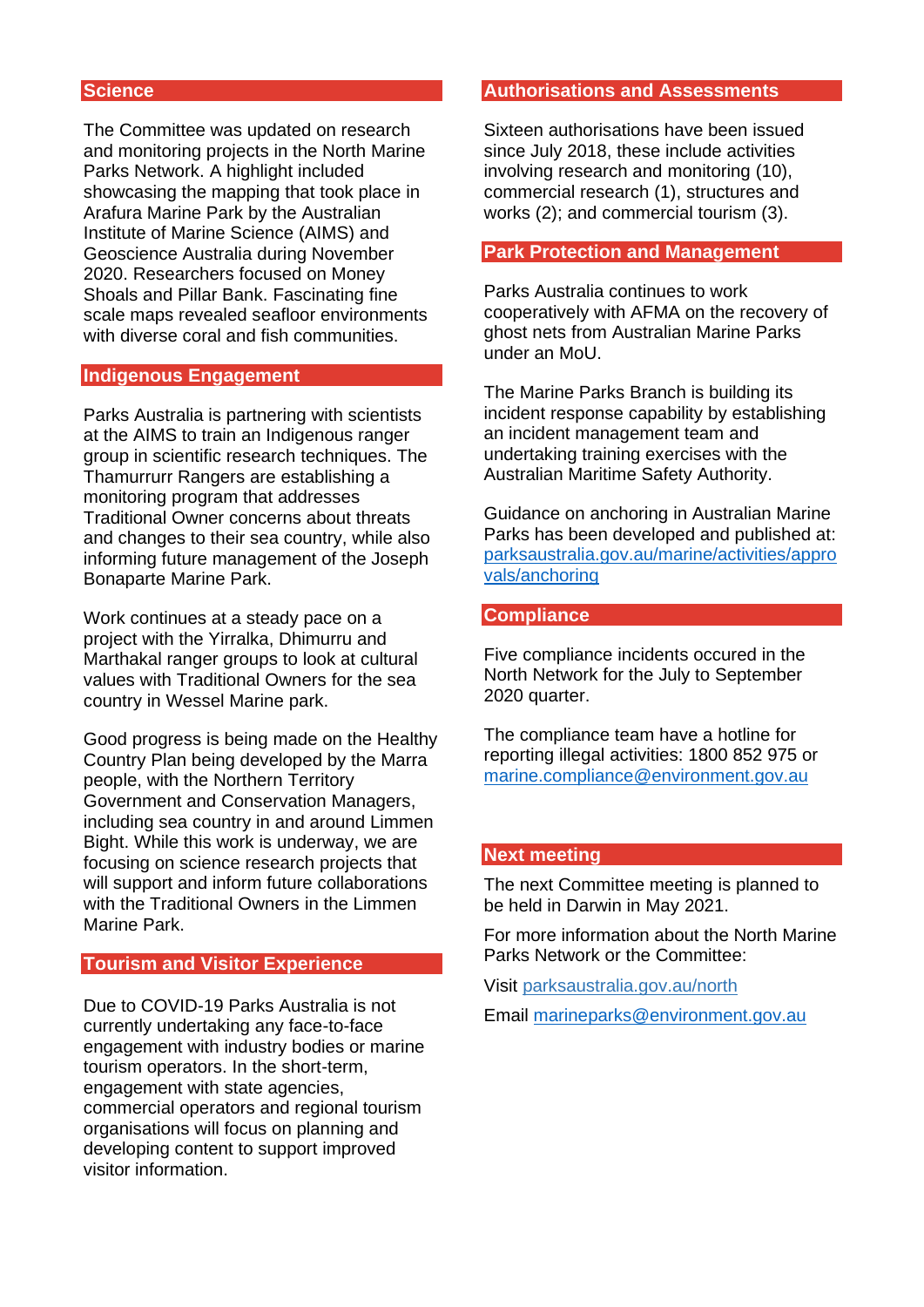## Science

The Committee was updated on research and monitoring projects in the North Marine Parks Network. A highlight included showcasing the mapping that took place in Arafura Marine Park by the Australian Institute of Marine Science (AIMS) and Geoscience Australia during November 2020. Researchers focused on Money Shoals and Pillar Bank. Fascinating fine scale maps revealed seafloor environments with diverse coral and fish communities.

## Indigenous Engagement

Parks Australia is partnering with scientists at the AIMS to train an Indigenous ranger group in scientific research techniques. The Thamurrurr Rangers are establishing a monitoring program that addresses Traditional Owner concerns about threats and changes to their sea country, while also informing future management of the Joseph Bonaparte Marine Park.

Work continues at a steady pace on a project with the Yirralka, Dhimurru and Marthakal ranger groups to look at cultural values with Traditional Owners for the sea country in Wessel Marine park.

Good progress is being made on the Healthy Country Plan being developed by the Marra people, with the Northern Territory Government and Conservation Managers, including sea country in and around Limmen Bight. While this work is underway, we are focusing on science research projects that will support and inform future collaborations with the Traditional Owners in the Limmen Marine Park.

## Tourism and Visitor Experience

Due to COVID-19 Parks Australia is not currently undertaking any face-to-face engagement with industry bodies or marine tourism operators. In the short-term, engagement with state agencies, commercial operators and regional tourism organisations will focus on planning and developing content to support improved visitor information.

## Authorisations and Assessments

Sixteen authorisations have been issued since July 2018, these include activities involving research and monitoring (10), commercial research (1), structures and works (2); and commercial tourism (3).

## Park Protection and Management

Parks Australia continues to work cooperatively with AFMA on the recovery of ghost nets from Australian Marine Parks under an MoU.

The Marine Parks Branch is building its incident response capability by establishing an incident management team and undertaking training exercises with the Australian Maritime Safety Authority.

Guidance on anchoring in Australian Marine Parks has been developed and published at: parksaustralia.gov.au/marine/activities/approvals/anchoring

## Compliance

Five compliance incidents occured in the North Network for the July to September 2020 quarter.

The compliance team have a hotline for reporting illegal activities: 1800 852 975 or marine.compliance@environment.gov.au

## Next meeting

The next Committee meeting is planned to be held in Darwin in May 2021.

For more information about the North Marine Parks Network or the Committee:

Visit parksaustralia.gov.au/north

Email marineparks@environment.gov.au